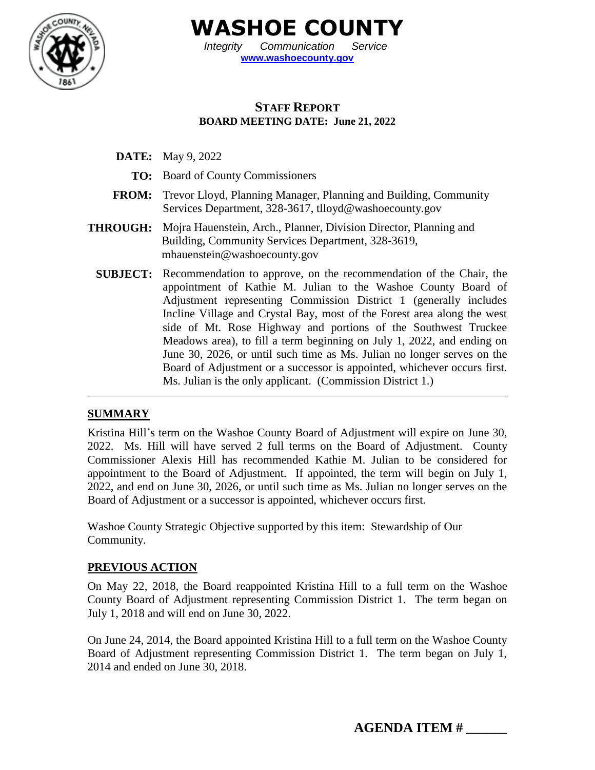# WASHOE COUNTY

*Integrity Communication Service*

**www.washoecounty.gov**

## STAFF REPORT

**BOARD MEETING DATE: June 21, 2022**

**DATE:** May 9, 2022

**TO:** Board of County Commissioners

**FROM:** Trevor Lloyd, Planning Manager, Planning and Building, Community Services Department, 328-3617, tlloyd@washoecounty.gov

**THROUGH:** Mojra Hauenstein, Arch., Planner, Division Director, Planning and Building, Community Services Department, 328-3619, mhauenstein@washoecounty.gov

**SUBJECT:** Recommendation to approve, on the recommendation of the Chair, the appointment of Kathie M. Julian to the Washoe County Board of Adjustment representing Commission District 1 (generally includes Incline Village and Crystal Bay, most of the Forest area along the west side of Mt. Rose Highway and portions of the Southwest Truckee Meadows area), to fill a term beginning on July 1, 2022, and ending on June 30, 2026, or until such time as Ms. Julian no longer serves on the Board of Adjustment or a successor is appointed, whichever occurs first. Ms. Julian is the only applicant. (Commission District 1.)

---

### SUMMARY

Kristina Hill's term on the Washoe County Board of Adjustment will expire on June 30, 2022. Ms. Hill will have served 2 full terms on the Board of Adjustment. County Commissioner Alexis Hill has recommended Kathie M. Julian to be considered for appointment to the Board of Adjustment. If appointed, the term will begin on July 1, 2022, and end on June 30, 2026, or until such time as Ms. Julian no longer serves on the Board of Adjustment or a successor is appointed, whichever occurs first.

Washoe County Strategic Objective supported by this item: Stewardship of Our Community.

### PREVIOUS ACTION

On May 22, 2018, the Board reappointed Kristina Hill to a full term on the Washoe County Board of Adjustment representing Commission District 1. The term began on July 1, 2018 and will end on June 30, 2022.

On June 24, 2014, the Board appointed Kristina Hill to a full term on the Washoe County Board of Adjustment representing Commission District 1. The term began on July 1, 2014 and ended on June 30, 2018.

**AGENDA ITEM # ______**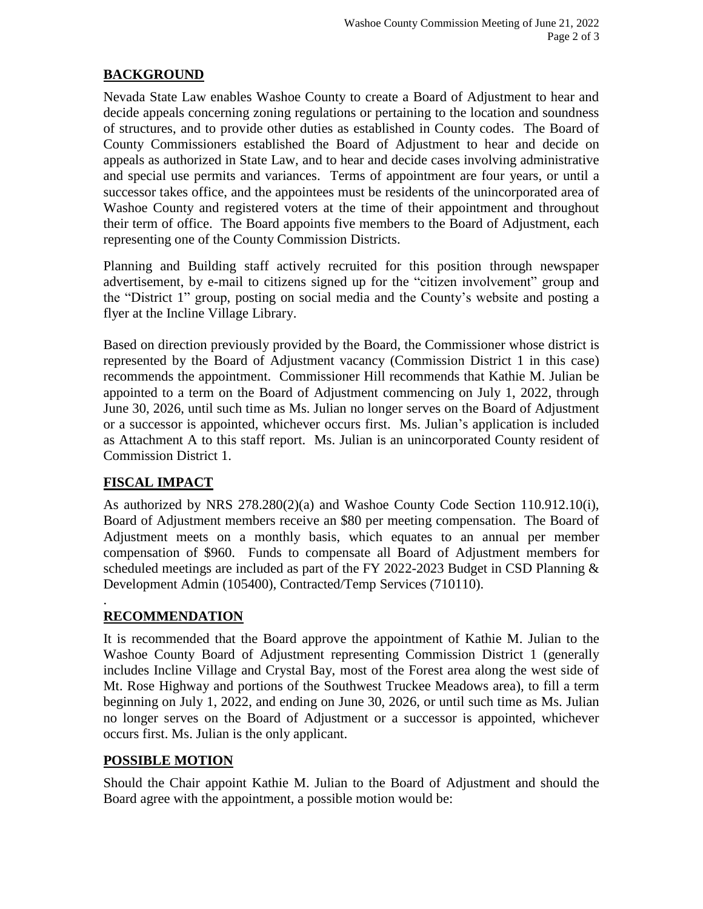## BACKGROUND

Nevada State Law enables Washoe County to create a Board of Adjustment to hear and decide appeals concerning zoning regulations or pertaining to the location and soundness of structures, and to provide other duties as established in County codes. The Board of County Commissioners established the Board of Adjustment to hear and decide on appeals as authorized in State Law, and to hear and decide cases involving administrative and special use permits and variances. Terms of appointment are four years, or until a successor takes office, and the appointees must be residents of the unincorporated area of Washoe County and registered voters at the time of their appointment and throughout their term of office. The Board appoints five members to the Board of Adjustment, each representing one of the County Commission Districts.

Planning and Building staff actively recruited for this position through newspaper advertisement, by e-mail to citizens signed up for the "citizen involvement" group and the "District 1" group, posting on social media and the County's website and posting a flyer at the Incline Village Library.

Based on direction previously provided by the Board, the Commissioner whose district is represented by the Board of Adjustment vacancy (Commission District 1 in this case) recommends the appointment. Commissioner Hill recommends that Kathie M. Julian be appointed to a term on the Board of Adjustment commencing on July 1, 2022, through June 30, 2026, until such time as Ms. Julian no longer serves on the Board of Adjustment or a successor is appointed, whichever occurs first. Ms. Julian's application is included as Attachment A to this staff report. Ms. Julian is an unincorporated County resident of Commission District 1.

## FISCAL IMPACT

As authorized by NRS 278.280(2)(a) and Washoe County Code Section 110.912.10(i), Board of Adjustment members receive an $80 per meeting compensation. The Board of Adjustment meets on a monthly basis, which equates to an annual per member compensation of $960. Funds to compensate all Board of Adjustment members for scheduled meetings are included as part of the FY 2022-2023 Budget in CSD Planning & Development Admin (105400), Contracted/Temp Services (710110).

.

## RECOMMENDATION

It is recommended that the Board approve the appointment of Kathie M. Julian to the Washoe County Board of Adjustment representing Commission District 1 (generally includes Incline Village and Crystal Bay, most of the Forest area along the west side of Mt. Rose Highway and portions of the Southwest Truckee Meadows area), to fill a term beginning on July 1, 2022, and ending on June 30, 2026, or until such time as Ms. Julian no longer serves on the Board of Adjustment or a successor is appointed, whichever occurs first. Ms. Julian is the only applicant.

## POSSIBLE MOTION

Should the Chair appoint Kathie M. Julian to the Board of Adjustment and should the Board agree with the appointment, a possible motion would be: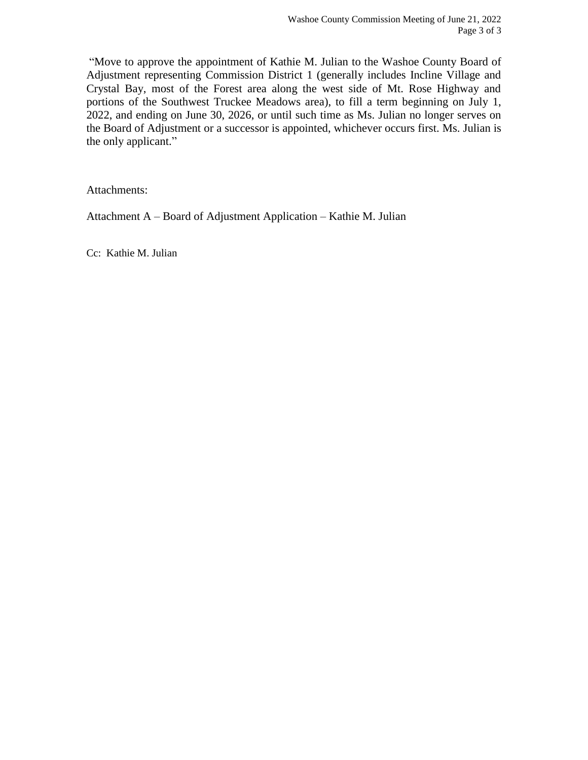"Move to approve the appointment of Kathie M. Julian to the Washoe County Board of Adjustment representing Commission District 1 (generally includes Incline Village and Crystal Bay, most of the Forest area along the west side of Mt. Rose Highway and portions of the Southwest Truckee Meadows area), to fill a term beginning on July 1, 2022, and ending on June 30, 2026, or until such time as Ms. Julian no longer serves on the Board of Adjustment or a successor is appointed, whichever occurs first. Ms. Julian is the only applicant."

Attachments:

Attachment A – Board of Adjustment Application – Kathie M. Julian

Cc: Kathie M. Julian